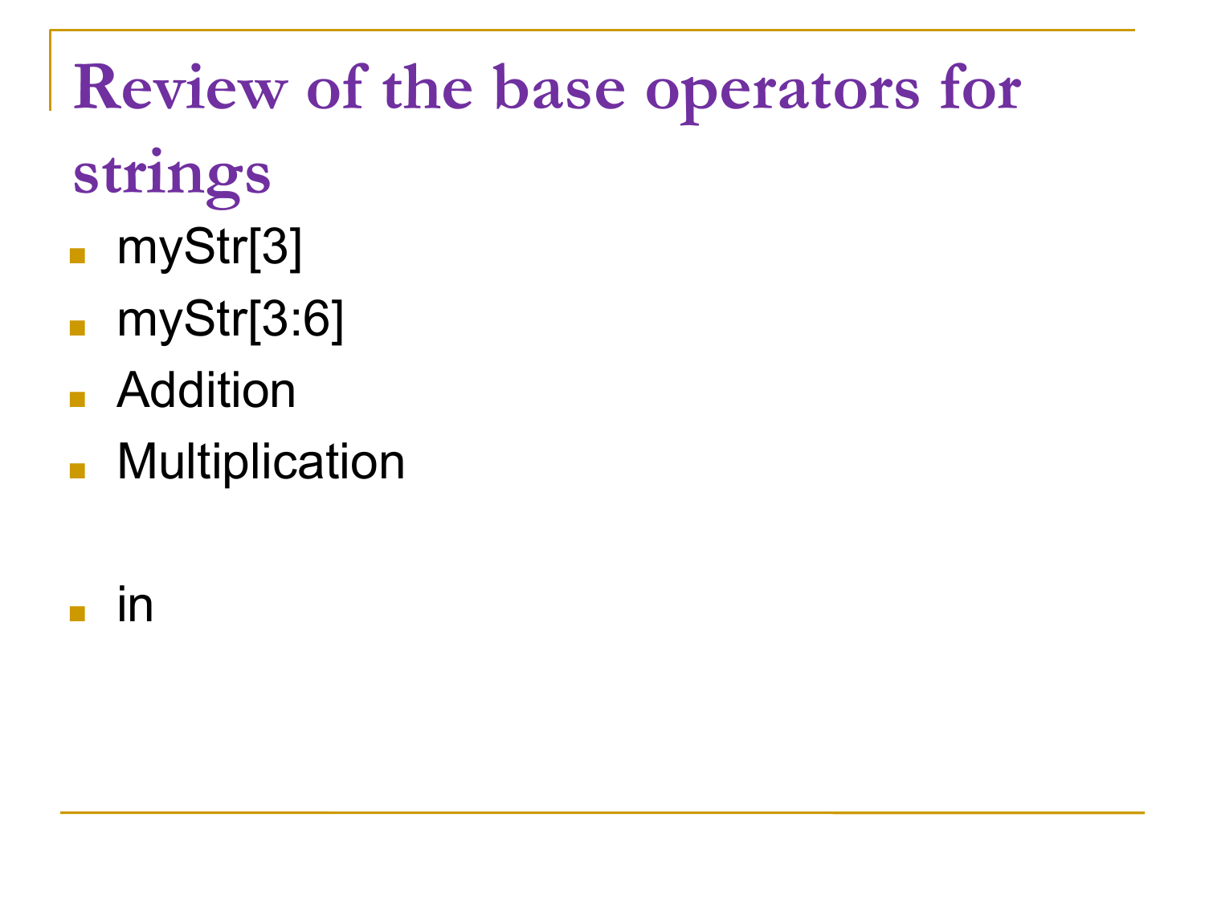# Review of the base operators for strings

- myStr[3]
- myStr[3:6]
- Addition
- Multiplication
- in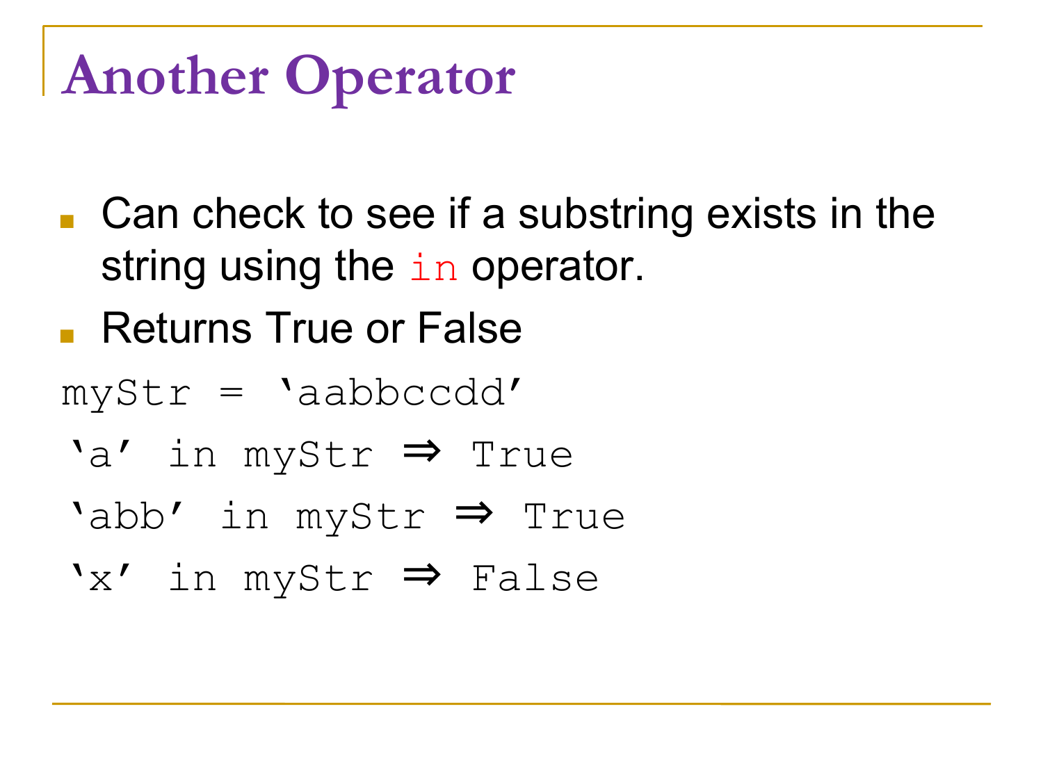# Another Operator

- Can check to see if a substring exists in the string using the `in` operator.
- Returns True or False

```
myStr = 'aabbccdd'
'a' in myStr ⇒ True
'abb' in myStr ⇒ True
'x' in myStr ⇒ False
```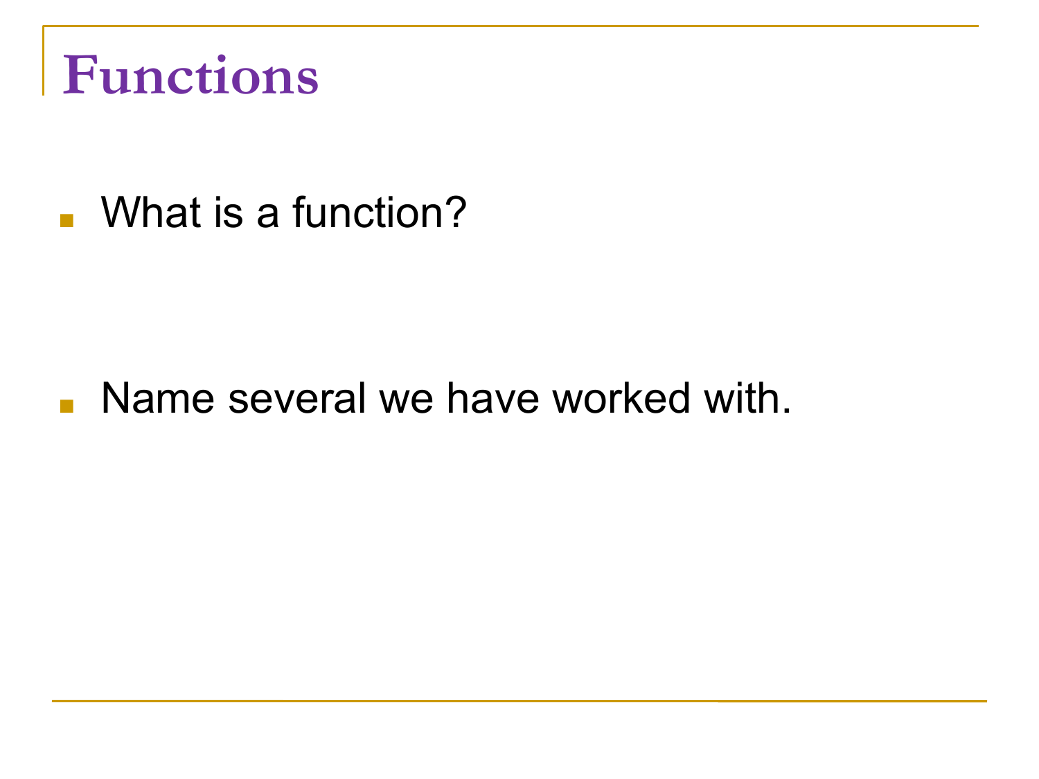# Functions

- What is a function?

- Name several we have worked with.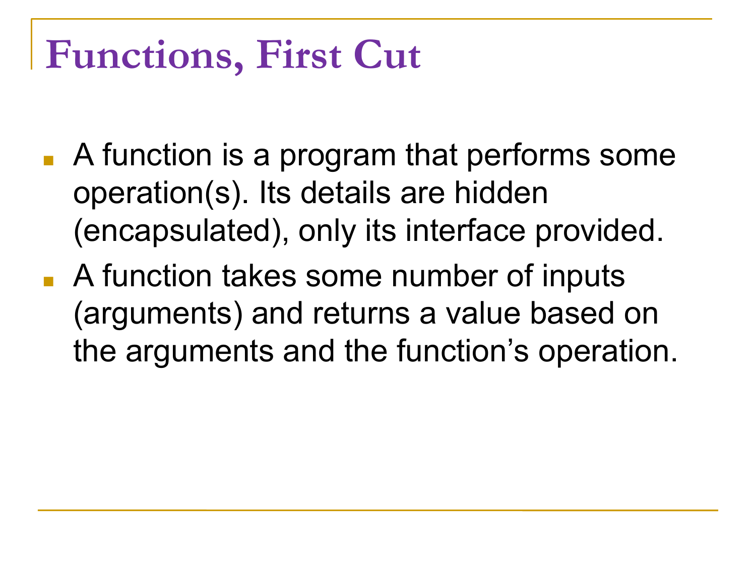# Functions, First Cut

- A function is a program that performs some operation(s). Its details are hidden (encapsulated), only its interface provided.
- A function takes some number of inputs (arguments) and returns a value based on the arguments and the function's operation.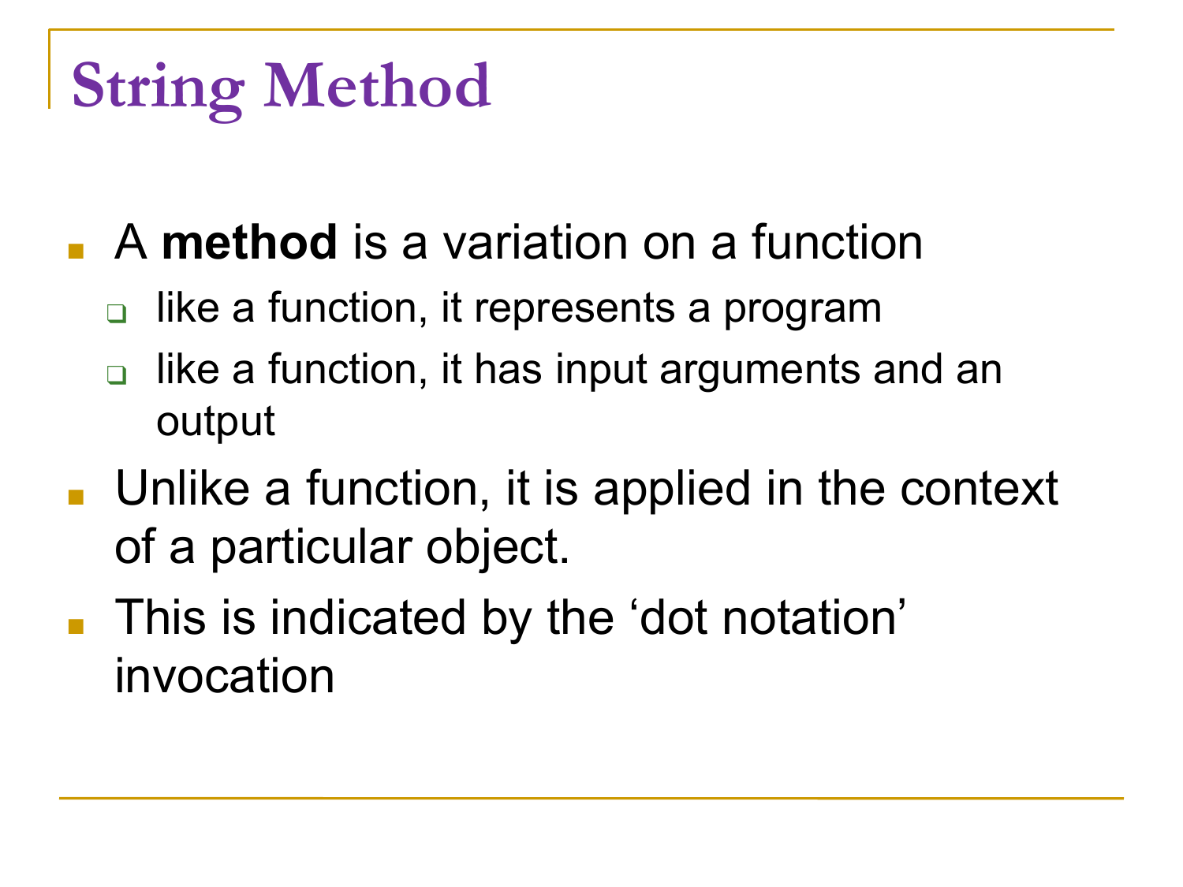# String Method

- A **method** is a variation on a function
  - like a function, it represents a program
  - like a function, it has input arguments and an output
- Unlike a function, it is applied in the context of a particular object.
- This is indicated by the ‘dot notation’ invocation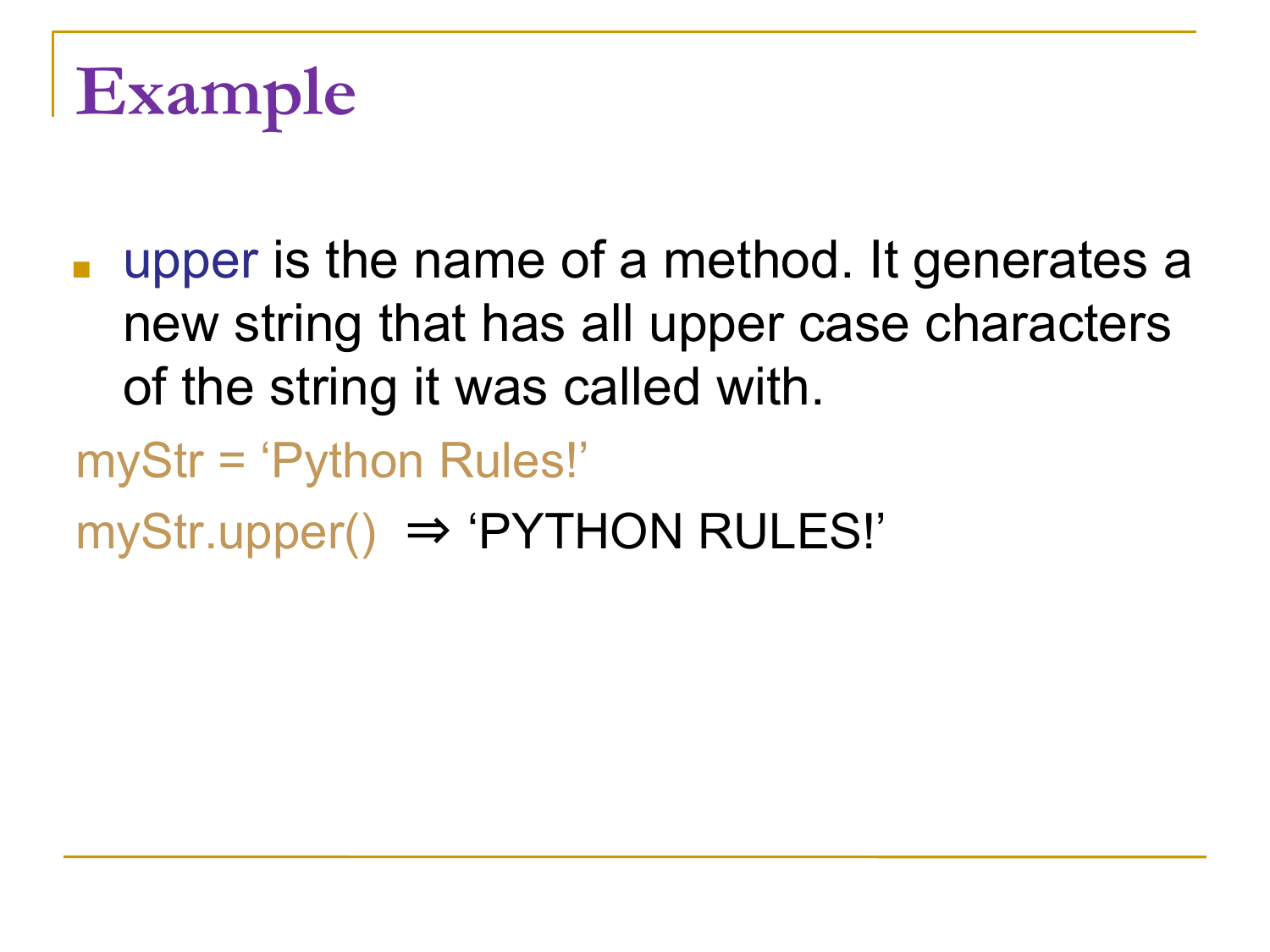# Example

- upper is the name of a method. It generates a new string that has all upper case characters of the string it was called with.

myStr = ‘Python Rules!’

myStr.upper() ⇒ ‘PYTHON RULES!’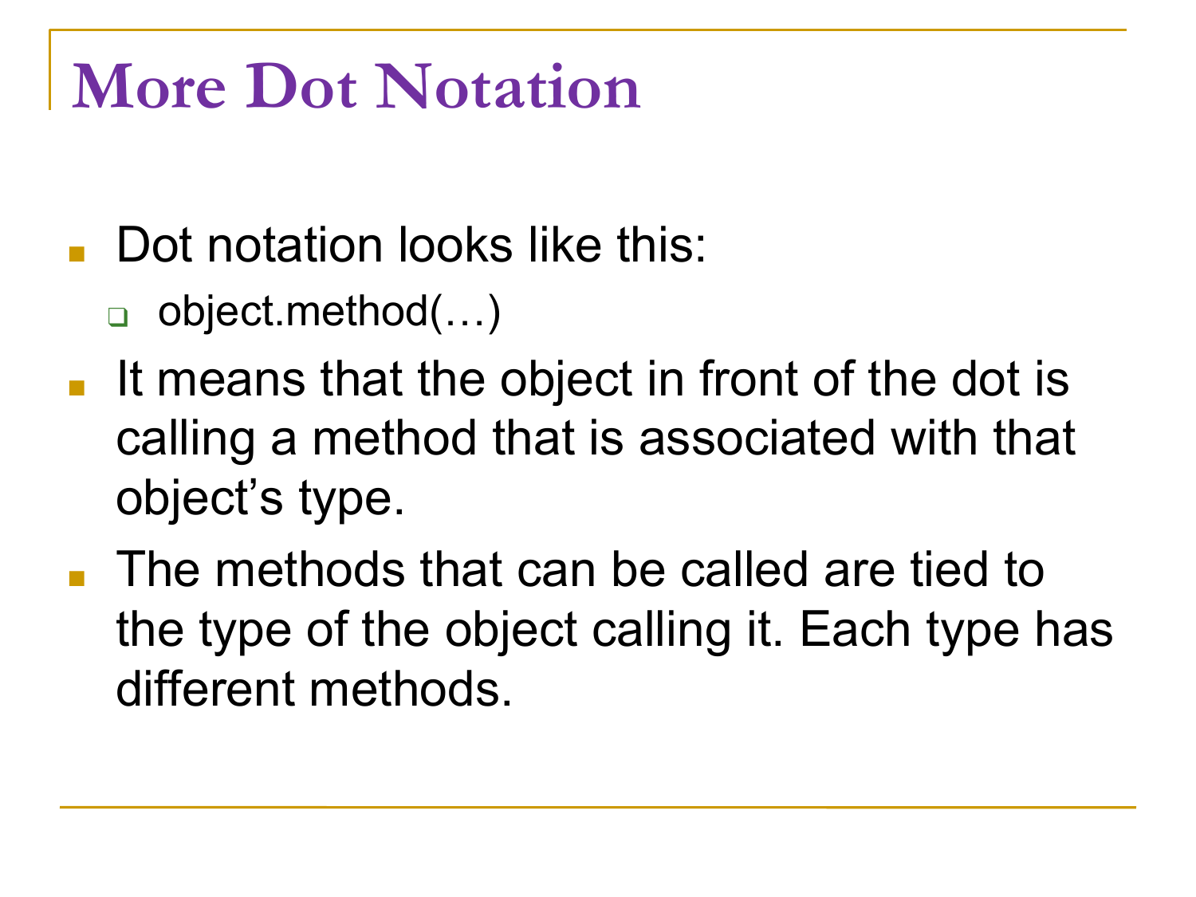# More Dot Notation

- Dot notation looks like this:
  - object.method(…)
- It means that the object in front of the dot is calling a method that is associated with that object's type.
- The methods that can be called are tied to the type of the object calling it. Each type has different methods.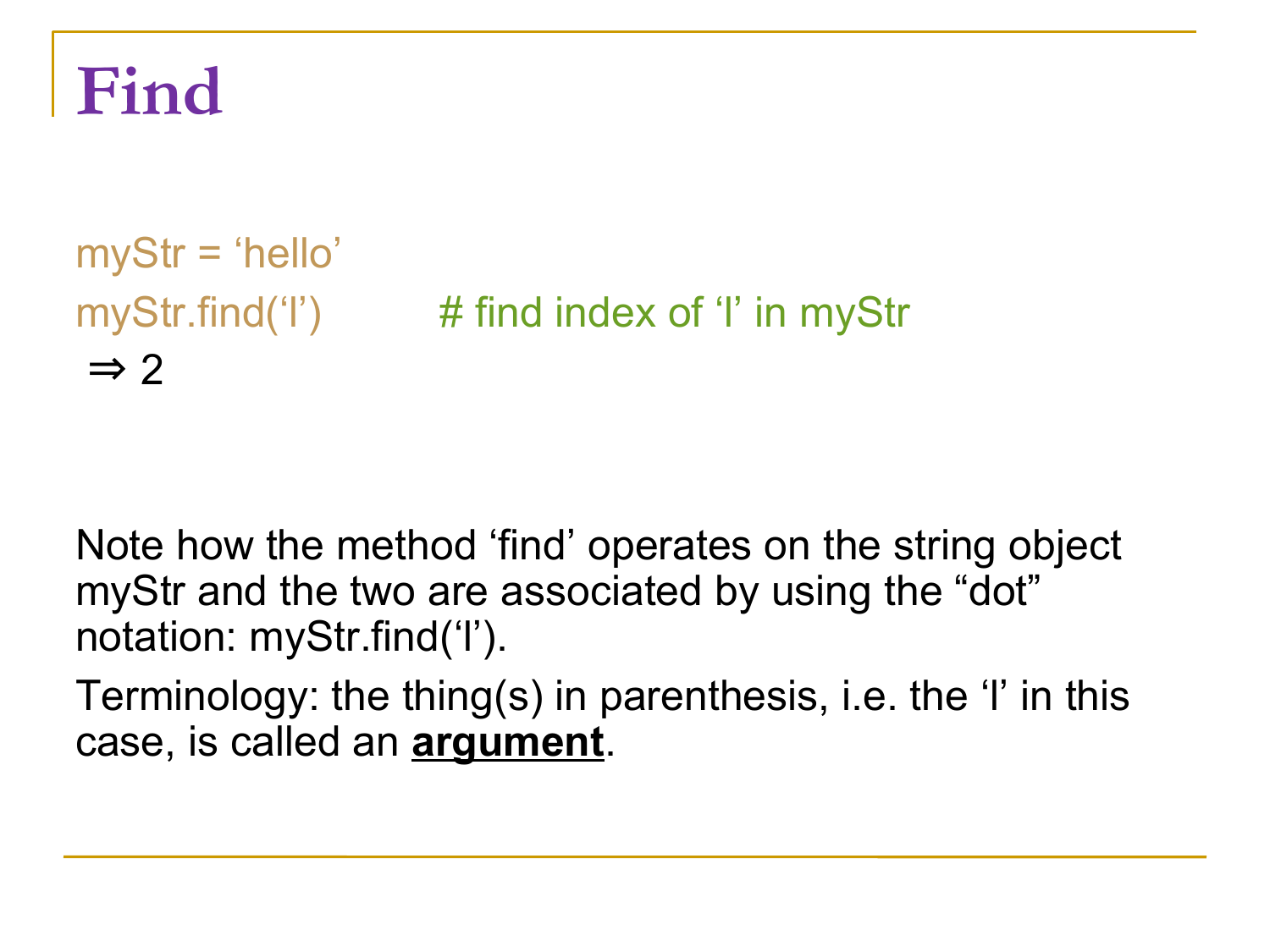# Find

```
myStr = ‘hello’
myStr.find(‘l’)        # find index of ‘l’ in myStr
 ⇒ 2
```

Note how the method ‘find’ operates on the string object myStr and the two are associated by using the “dot” notation: myStr.find(‘l’).

Terminology: the thing(s) in parenthesis, i.e. the ‘l’ in this case, is called an **argument**.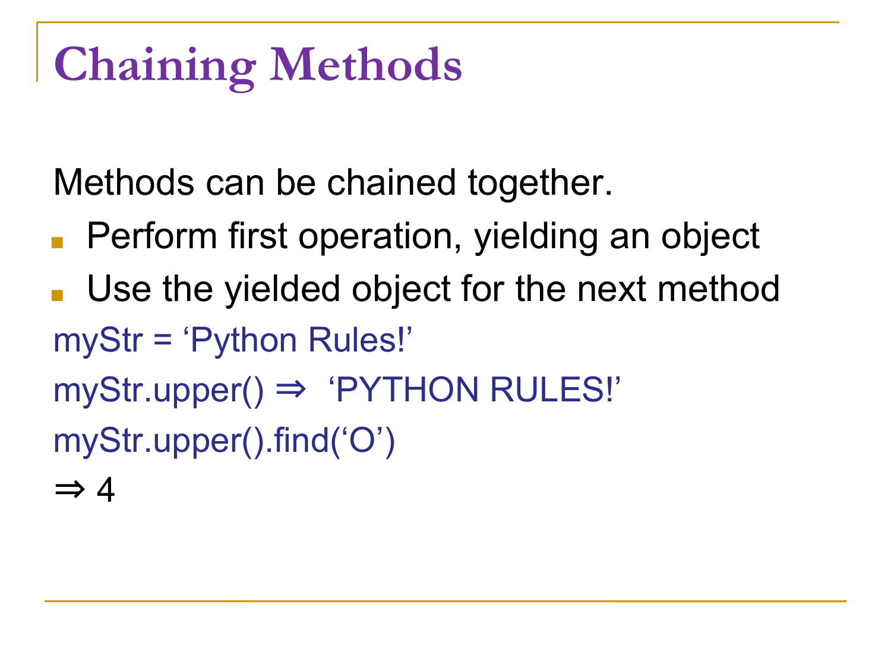# Chaining Methods

Methods can be chained together.

- Perform first operation, yielding an object
- Use the yielded object for the next method

```
myStr = ‘Python Rules!’
myStr.upper() ⇒  ‘PYTHON RULES!’
myStr.upper().find(‘O’)
⇒ 4
```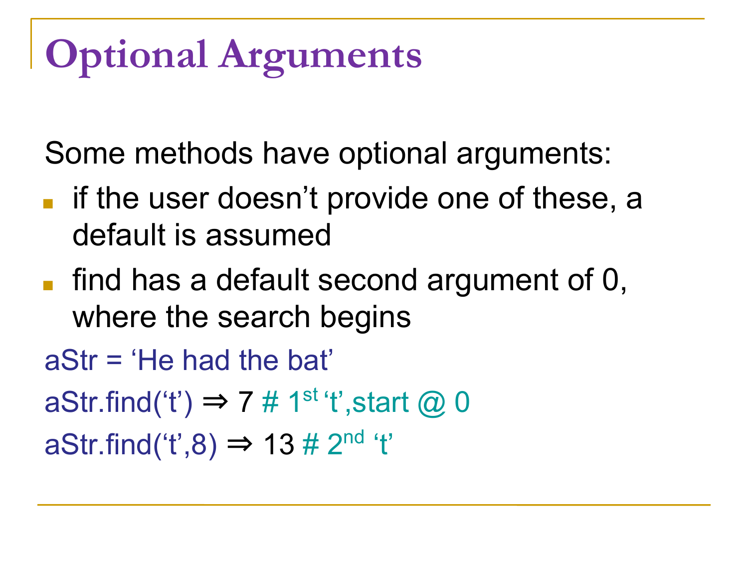# Optional Arguments

Some methods have optional arguments:

- if the user doesn't provide one of these, a default is assumed
- find has a default second argument of 0, where the search begins

```
aStr = 'He had the bat'
aStr.find('t') ⇒ 7 # 1st 't',start @ 0
aStr.find('t',8) ⇒ 13 # 2nd 't'
```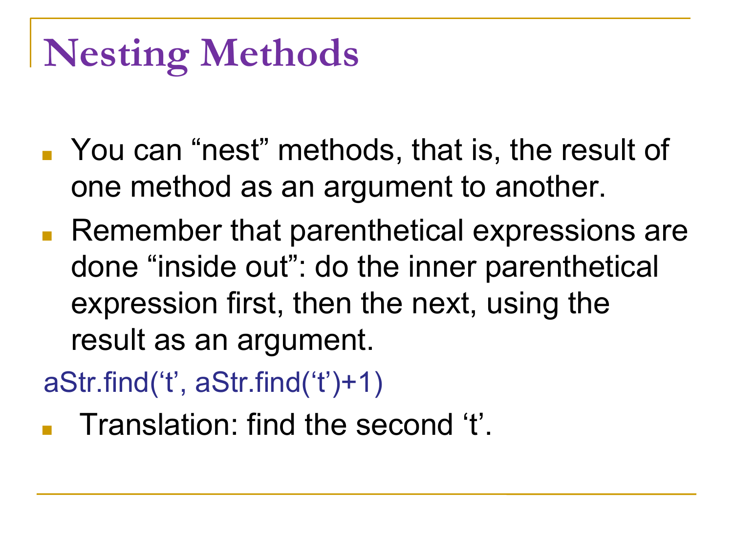# Nesting Methods

- You can “nest” methods, that is, the result of one method as an argument to another.
- Remember that parenthetical expressions are done “inside out”: do the inner parenthetical expression first, then the next, using the result as an argument.

```
aStr.find(‘t’, aStr.find(‘t’)+1)
```

- Translation: find the second ‘t’.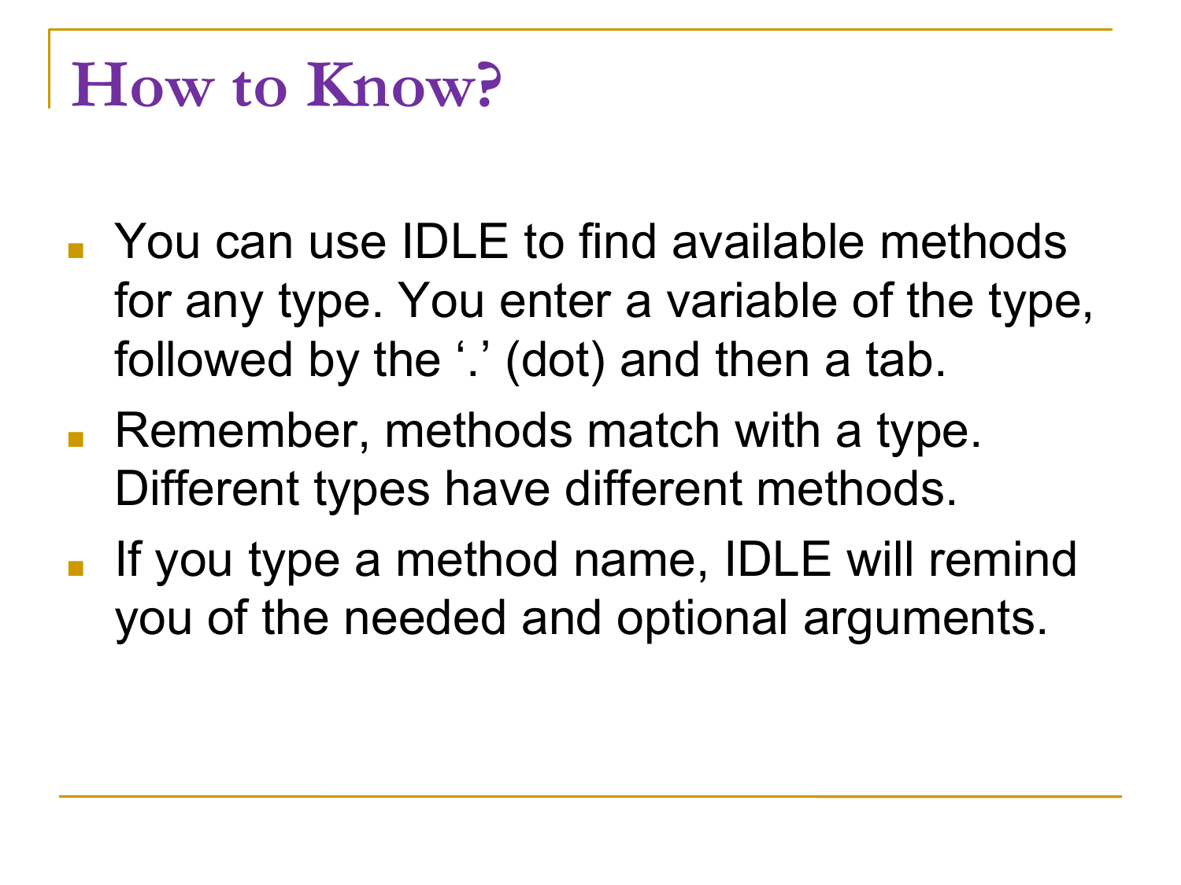# How to Know?

- You can use IDLE to find available methods for any type. You enter a variable of the type, followed by the '.' (dot) and then a tab.
- Remember, methods match with a type. Different types have different methods.
- If you type a method name, IDLE will remind you of the needed and optional arguments.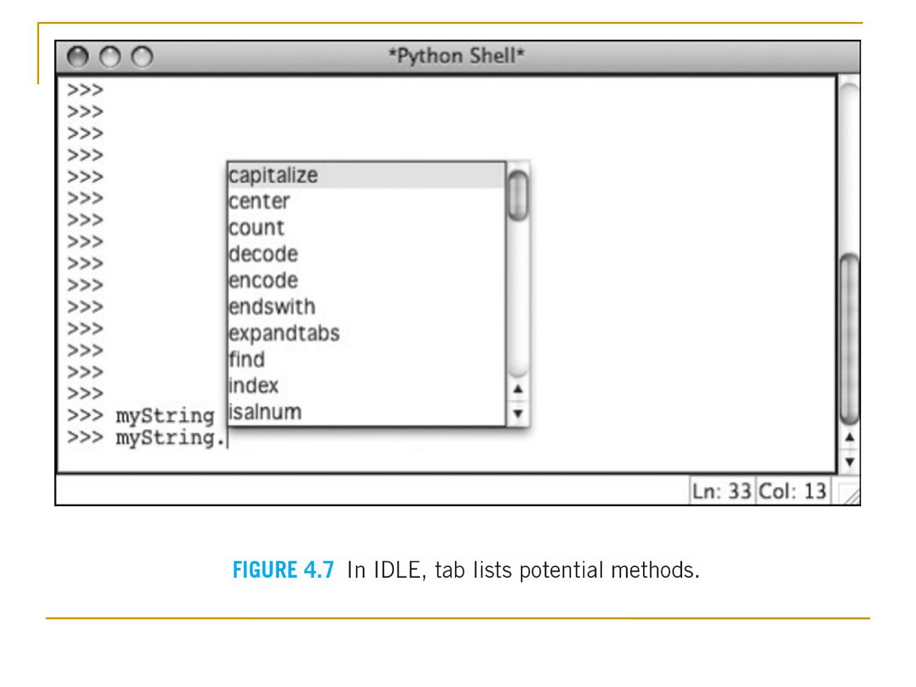FIGURE 4.7 In IDLE, tab lists potential methods.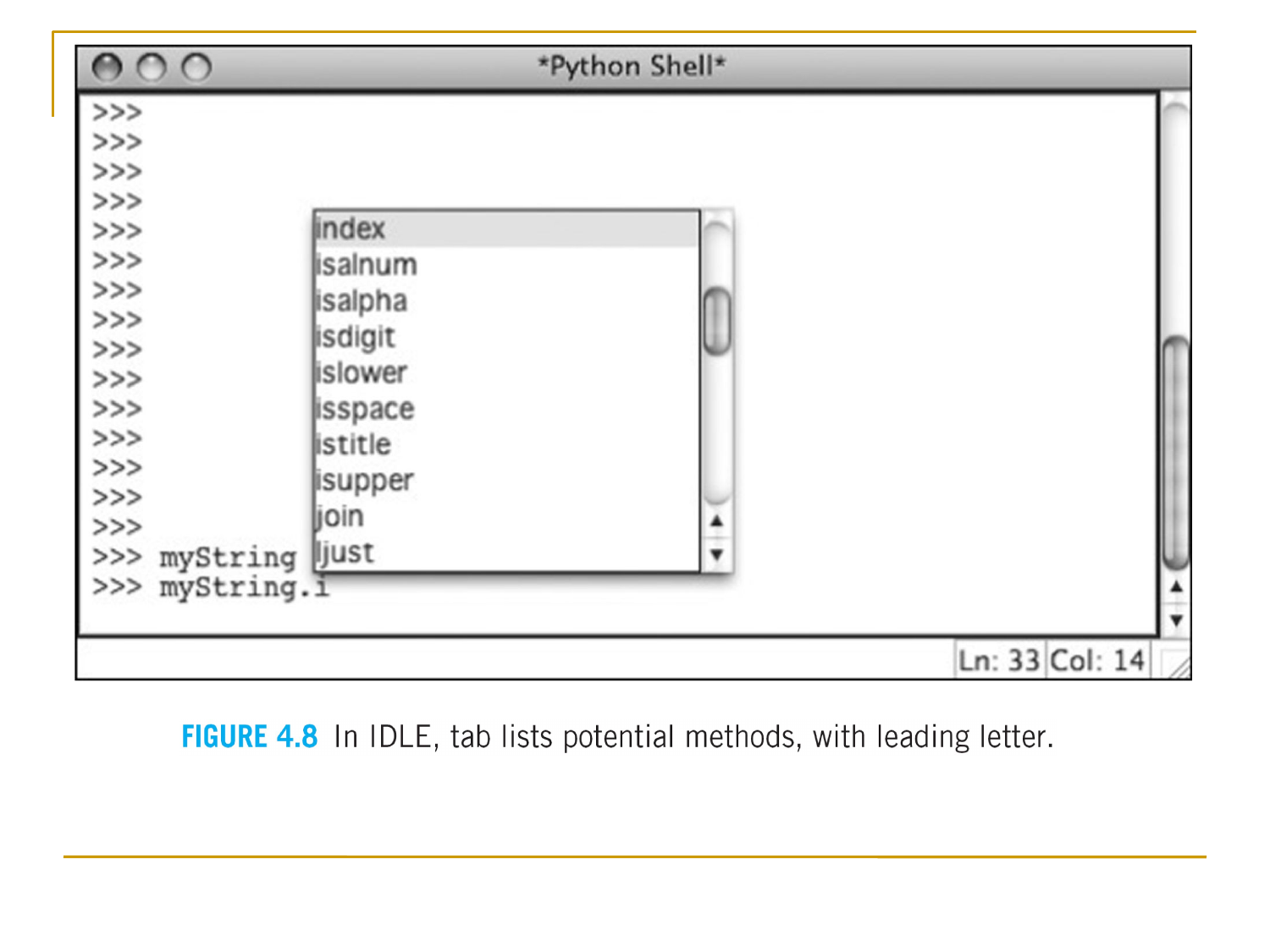```
>>>
>>>
>>>
>>>
>>>
>>>
>>>
>>>
>>>
>>>
>>>
>>>
>>>
>>>
>>>
>>> myString
>>> myString.i
```

index
isalnum
isalpha
isdigit
islower
isspace
istitle
isupper
join
ljust

Ln: 33 Col: 14

**FIGURE 4.8** In IDLE, tab lists potential methods, with leading letter.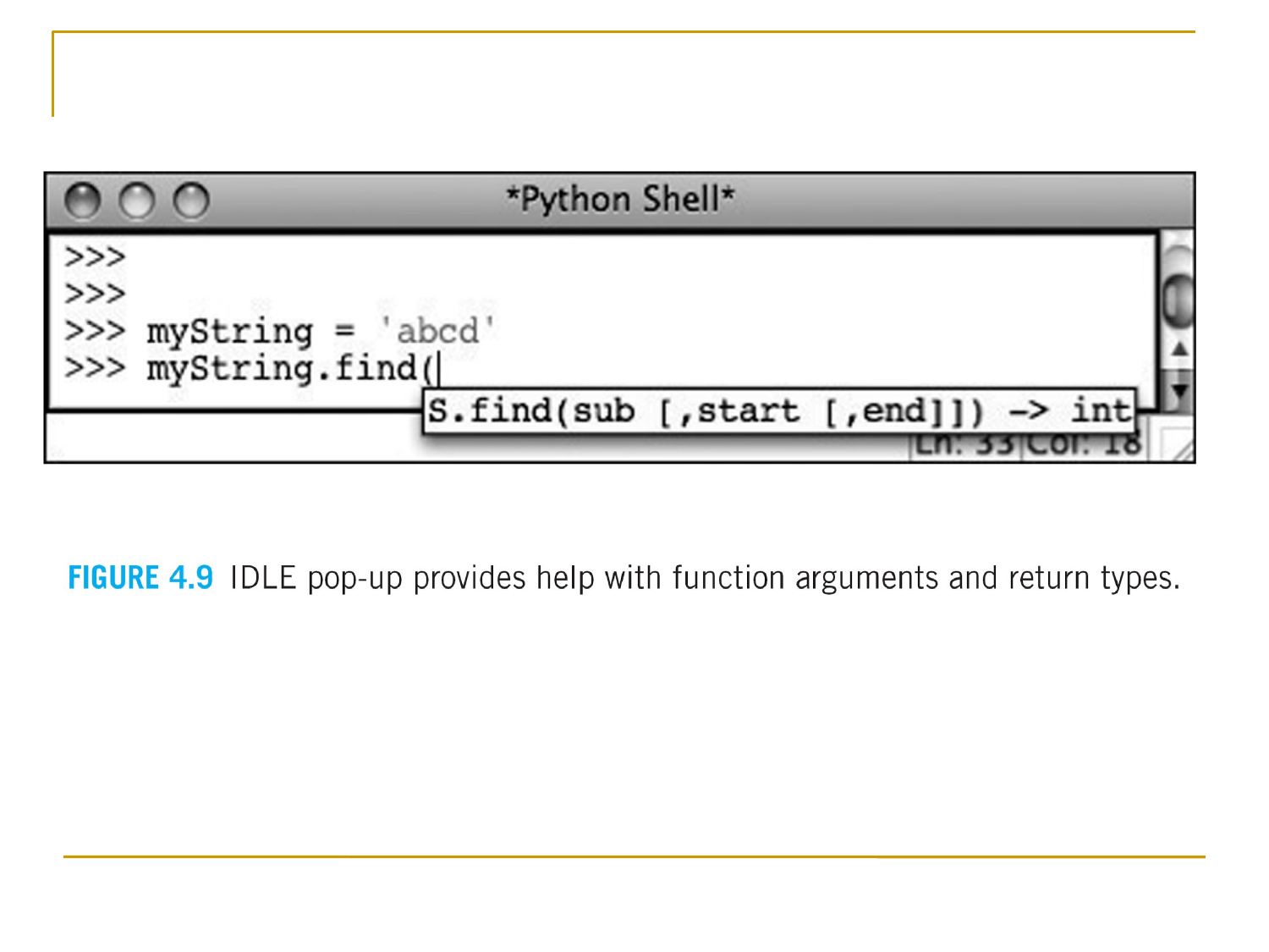```
*Python Shell*
>>>
>>>
>>> myString = 'abcd'
>>> myString.find(
                   S.find(sub [,start [,end]]) -> int
```

**FIGURE 4.9** IDLE pop-up provides help with function arguments and return types.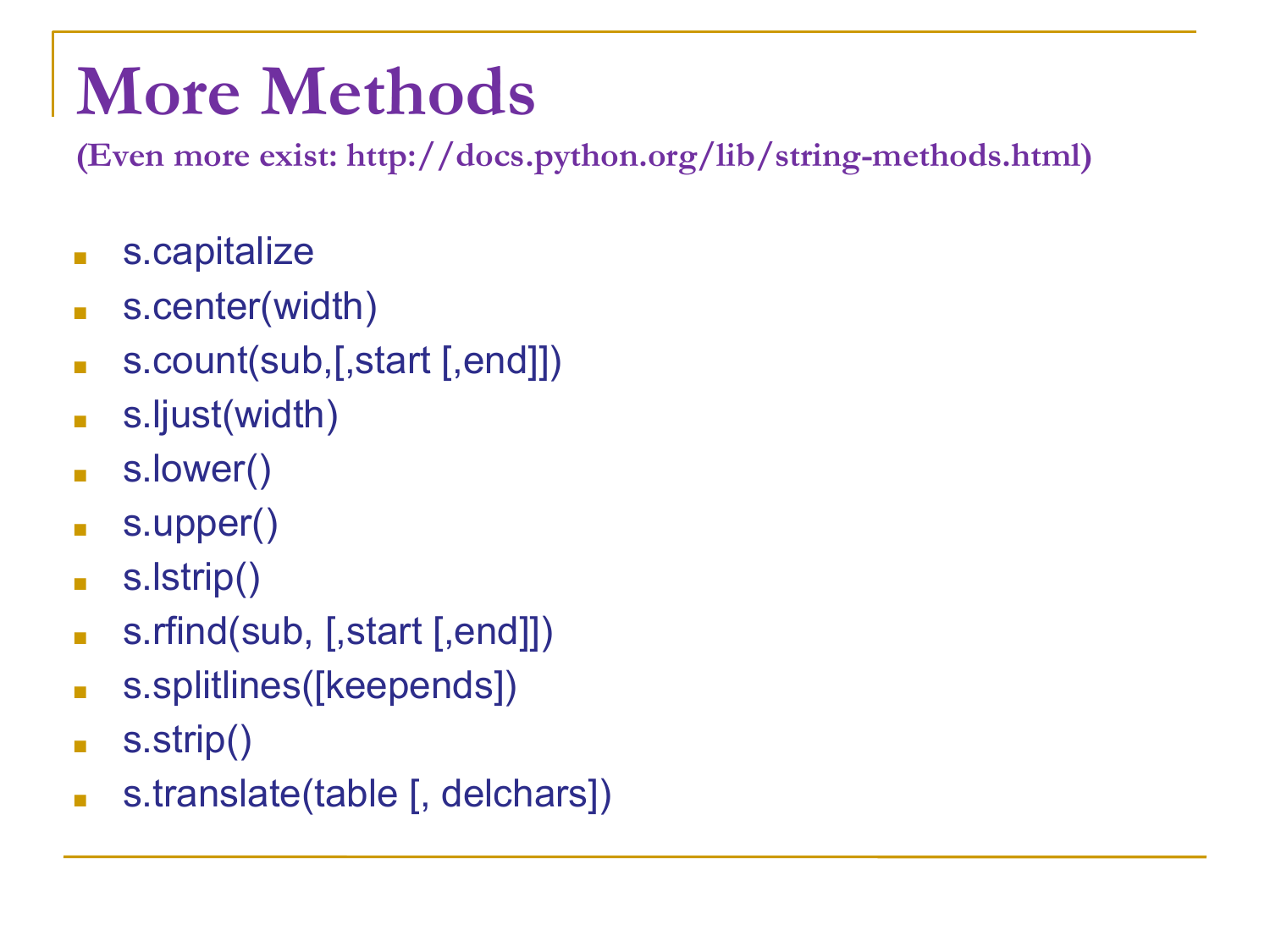# More Methods

**(Even more exist: http://docs.python.org/lib/string-methods.html)**

- s.capitalize
- s.center(width)
- s.count(sub,[,start [,end]])
- s.ljust(width)
- s.lower()
- s.upper()
- s.lstrip()
- s.rfind(sub, [,start [,end]])
- s.splitlines([keepends])
- s.strip()
- s.translate(table [, delchars])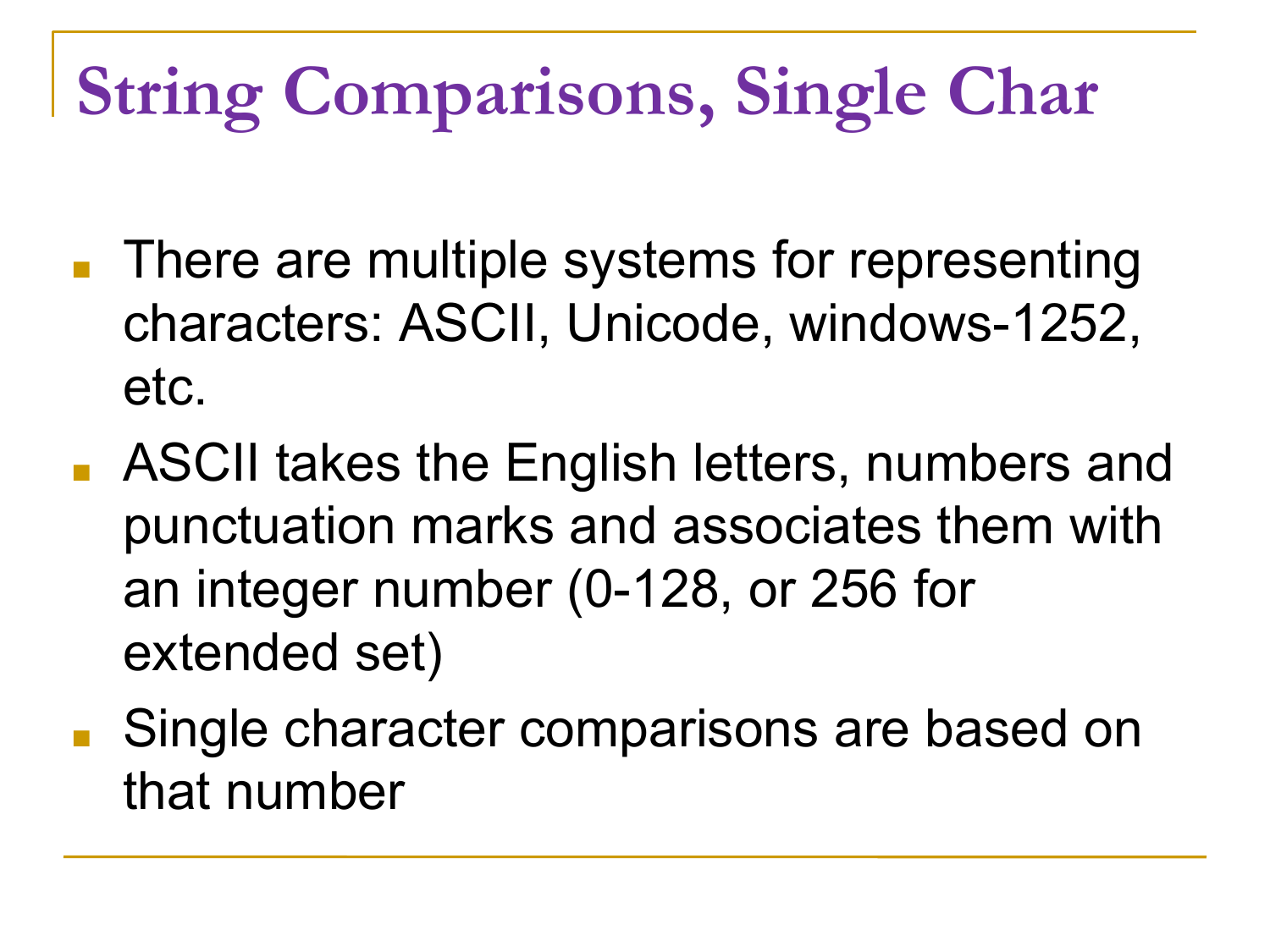# String Comparisons, Single Char

- There are multiple systems for representing characters: ASCII, Unicode, windows-1252, etc.
- ASCII takes the English letters, numbers and punctuation marks and associates them with an integer number (0-128, or 256 for extended set)
- Single character comparisons are based on that number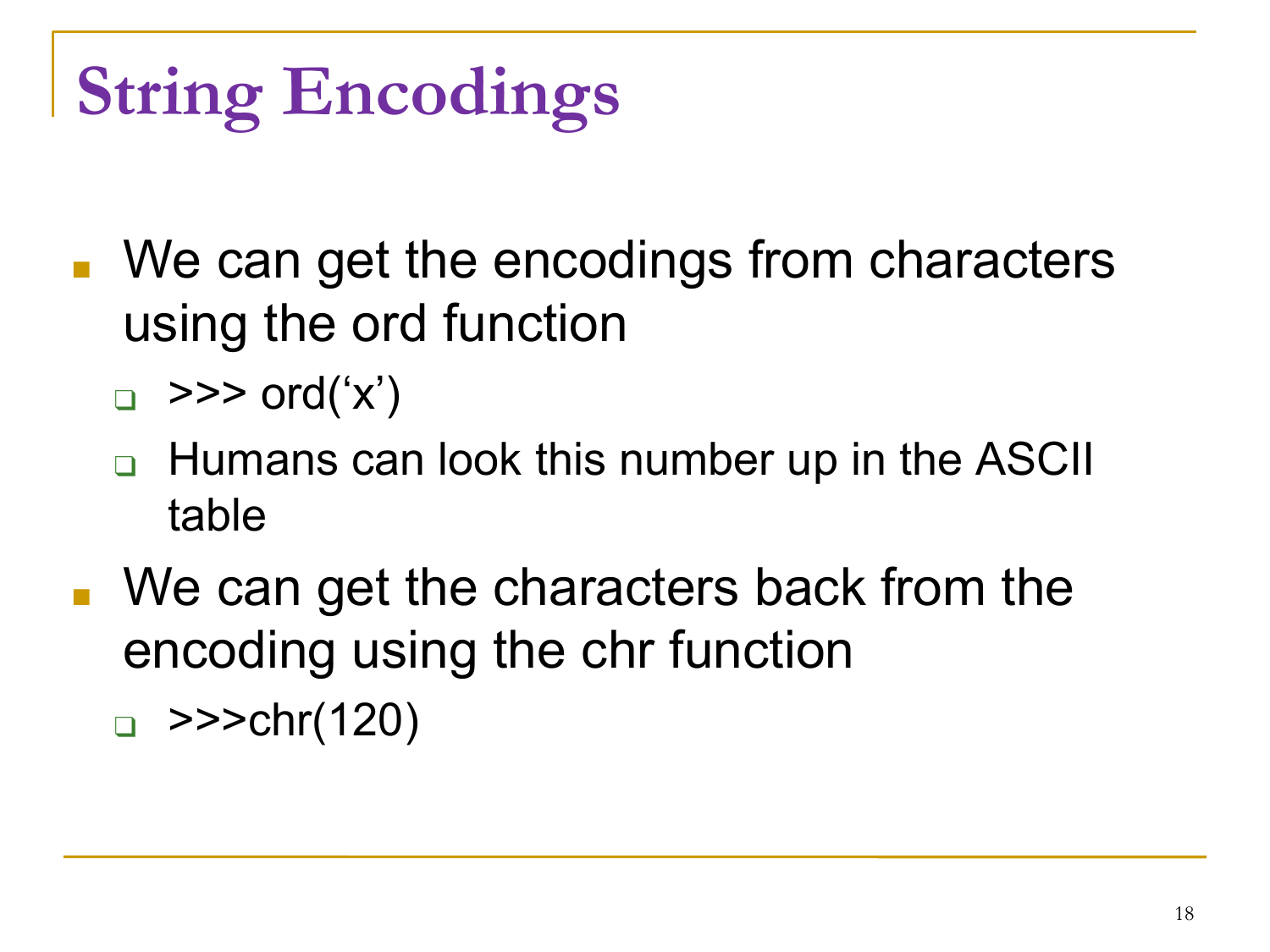# String Encodings

- We can get the encodings from characters using the ord function
  - >>> ord('x')
  - Humans can look this number up in the ASCII table
- We can get the characters back from the encoding using the chr function
  - >>>chr(120)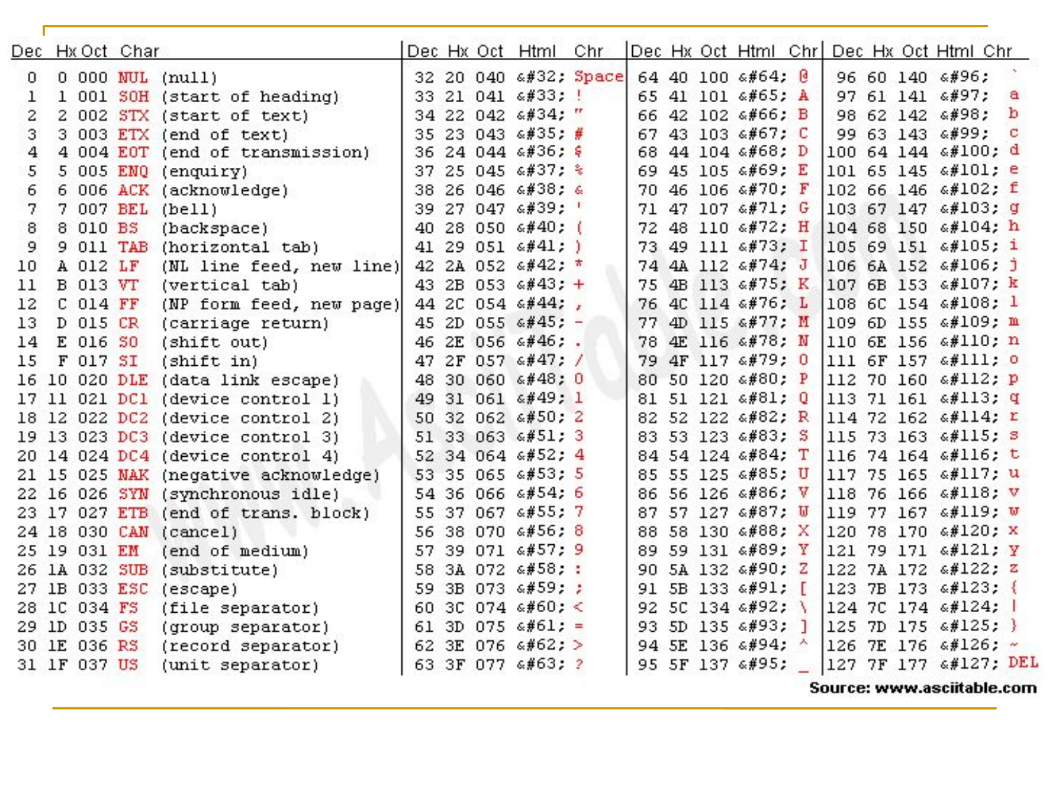| Dec | Hx | Oct | Char | Dec | Hx | Oct | Html | Chr | Dec | Hx | Oct | Html | Chr | Dec | Hx | Oct | Html | Chr |
|---|---|---|---|---|---|---|---|---|---|---|---|---|---|---|---|---|---|---|
| 0 | 0 | 000 | NUL (null) | 32 | 20 | 040 | &#32; | Space | 64 | 40 | 100 | &#64; | @ | 96 | 60 | 140 | &#96; | ` |
| 1 | 1 | 001 | SOH (start of heading) | 33 | 21 | 041 | &#33; | ! | 65 | 41 | 101 | &#65; | A | 97 | 61 | 141 | &#97; | a |
| 2 | 2 | 002 | STX (start of text) | 34 | 22 | 042 | &#34; | " | 66 | 42 | 102 | &#66; | B | 98 | 62 | 142 | &#98; | b |
| 3 | 3 | 003 | ETX (end of text) | 35 | 23 | 043 | &#35; | # | 67 | 43 | 103 | &#67; | C | 99 | 63 | 143 | &#99; | c |
| 4 | 4 | 004 | EOT (end of transmission) | 36 | 24 | 044 | &#36; | $ | 68 | 44 | 104 | &#68; | D | 100 | 64 | 144 | &#100; | d |
| 5 | 5 | 005 | ENQ (enquiry) | 37 | 25 | 045 | &#37; | % | 69 | 45 | 105 | &#69; | E | 101 | 65 | 145 | &#101; | e |
| 6 | 6 | 006 | ACK (acknowledge) | 38 | 26 | 046 | &#38; | & | 70 | 46 | 106 | &#70; | F | 102 | 66 | 146 | &#102; | f |
| 7 | 7 | 007 | BEL (bell) | 39 | 27 | 047 | &#39; | ' | 71 | 47 | 107 | &#71; | G | 103 | 67 | 147 | &#103; | g |
| 8 | 8 | 010 | BS (backspace) | 40 | 28 | 050 | &#40; | ( | 72 | 48 | 110 | &#72; | H | 104 | 68 | 150 | &#104; | h |
| 9 | 9 | 011 | TAB (horizontal tab) | 41 | 29 | 051 | &#41; | ) | 73 | 49 | 111 | &#73; | I | 105 | 69 | 151 | &#105; | i |
| 10 | A | 012 | LF (NL line feed, new line) | 42 | 2A | 052 | &#42; | * | 74 | 4A | 112 | &#74; | J | 106 | 6A | 152 | &#106; | j |
| 11 | B | 013 | VT (vertical tab) | 43 | 2B | 053 | &#43; | + | 75 | 4B | 113 | &#75; | K | 107 | 6B | 153 | &#107; | k |
| 12 | C | 014 | FF (NP form feed, new page) | 44 | 2C | 054 | &#44; | , | 76 | 4C | 114 | &#76; | L | 108 | 6C | 154 | &#108; | l |
| 13 | D | 015 | CR (carriage return) | 45 | 2D | 055 | &#45; | - | 77 | 4D | 115 | &#77; | M | 109 | 6D | 155 | &#109; | m |
| 14 | E | 016 | SO (shift out) | 46 | 2E | 056 | &#46; | . | 78 | 4E | 116 | &#78; | N | 110 | 6E | 156 | &#110; | n |
| 15 | F | 017 | SI (shift in) | 47 | 2F | 057 | &#47; | / | 79 | 4F | 117 | &#79; | O | 111 | 6F | 157 | &#111; | o |
| 16 | 10 | 020 | DLE (data link escape) | 48 | 30 | 060 | &#48; | 0 | 80 | 50 | 120 | &#80; | P | 112 | 70 | 160 | &#112; | p |
| 17 | 11 | 021 | DC1 (device control 1) | 49 | 31 | 061 | &#49; | 1 | 81 | 51 | 121 | &#81; | Q | 113 | 71 | 161 | &#113; | q |
| 18 | 12 | 022 | DC2 (device control 2) | 50 | 32 | 062 | &#50; | 2 | 82 | 52 | 122 | &#82; | R | 114 | 72 | 162 | &#114; | r |
| 19 | 13 | 023 | DC3 (device control 3) | 51 | 33 | 063 | &#51; | 3 | 83 | 53 | 123 | &#83; | S | 115 | 73 | 163 | &#115; | s |
| 20 | 14 | 024 | DC4 (device control 4) | 52 | 34 | 064 | &#52; | 4 | 84 | 54 | 124 | &#84; | T | 116 | 74 | 164 | &#116; | t |
| 21 | 15 | 025 | NAK (negative acknowledge) | 53 | 35 | 065 | &#53; | 5 | 85 | 55 | 125 | &#85; | U | 117 | 75 | 165 | &#117; | u |
| 22 | 16 | 026 | SYN (synchronous idle) | 54 | 36 | 066 | &#54; | 6 | 86 | 56 | 126 | &#86; | V | 118 | 76 | 166 | &#118; | v |
| 23 | 17 | 027 | ETB (end of trans. block) | 55 | 37 | 067 | &#55; | 7 | 87 | 57 | 127 | &#87; | W | 119 | 77 | 167 | &#119; | w |
| 24 | 18 | 030 | CAN (cancel) | 56 | 38 | 070 | &#56; | 8 | 88 | 58 | 130 | &#88; | X | 120 | 78 | 170 | &#120; | x |
| 25 | 19 | 031 | EM (end of medium) | 57 | 39 | 071 | &#57; | 9 | 89 | 59 | 131 | &#89; | Y | 121 | 79 | 171 | &#121; | y |
| 26 | 1A | 032 | SUB (substitute) | 58 | 3A | 072 | &#58; | : | 90 | 5A | 132 | &#90; | Z | 122 | 7A | 172 | &#122; | z |
| 27 | 1B | 033 | ESC (escape) | 59 | 3B | 073 | &#59; | ; | 91 | 5B | 133 | &#91; | [ | 123 | 7B | 173 | &#123; | { |
| 28 | 1C | 034 | FS (file separator) | 60 | 3C | 074 | &#60; | < | 92 | 5C | 134 | &#92; | \ | 124 | 7C | 174 | &#124; | \| |
| 29 | 1D | 035 | GS (group separator) | 61 | 3D | 075 | &#61; | = | 93 | 5D | 135 | &#93; | ] | 125 | 7D | 175 | &#125; | } |
| 30 | 1E | 036 | RS (record separator) | 62 | 3E | 076 | &#62; | > | 94 | 5E | 136 | &#94; | ^ | 126 | 7E | 176 | &#126; | ~ |
| 31 | 1F | 037 | US (unit separator) | 63 | 3F | 077 | &#63; | ? | 95 | 5F | 137 | &#95; | _ | 127 | 7F | 177 | &#127; | DEL |

**Source: www.asciitable.com**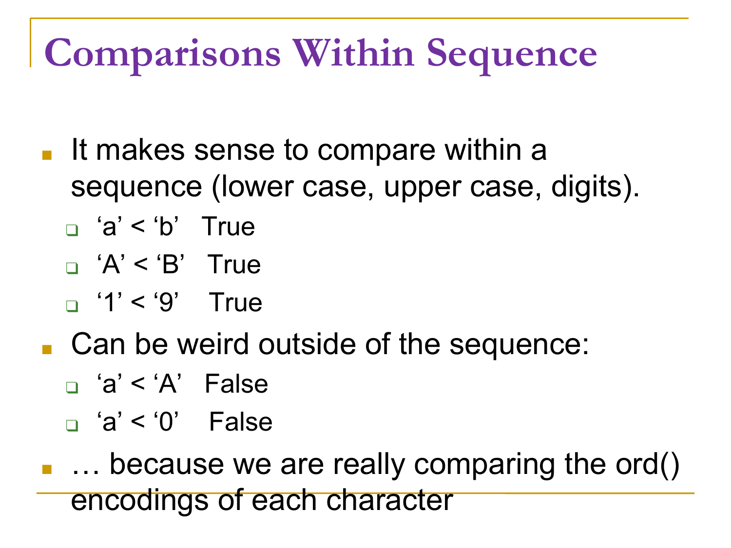# Comparisons Within Sequence

- It makes sense to compare within a sequence (lower case, upper case, digits).
  - ‘a’ < ‘b’ True
  - ‘A’ < ‘B’ True
  - ‘1’ < ‘9’ True
- Can be weird outside of the sequence:
  - ‘a’ < ‘A’ False
  - ‘a’ < ‘0’ False
- … because we are really comparing the ord() encodings of each character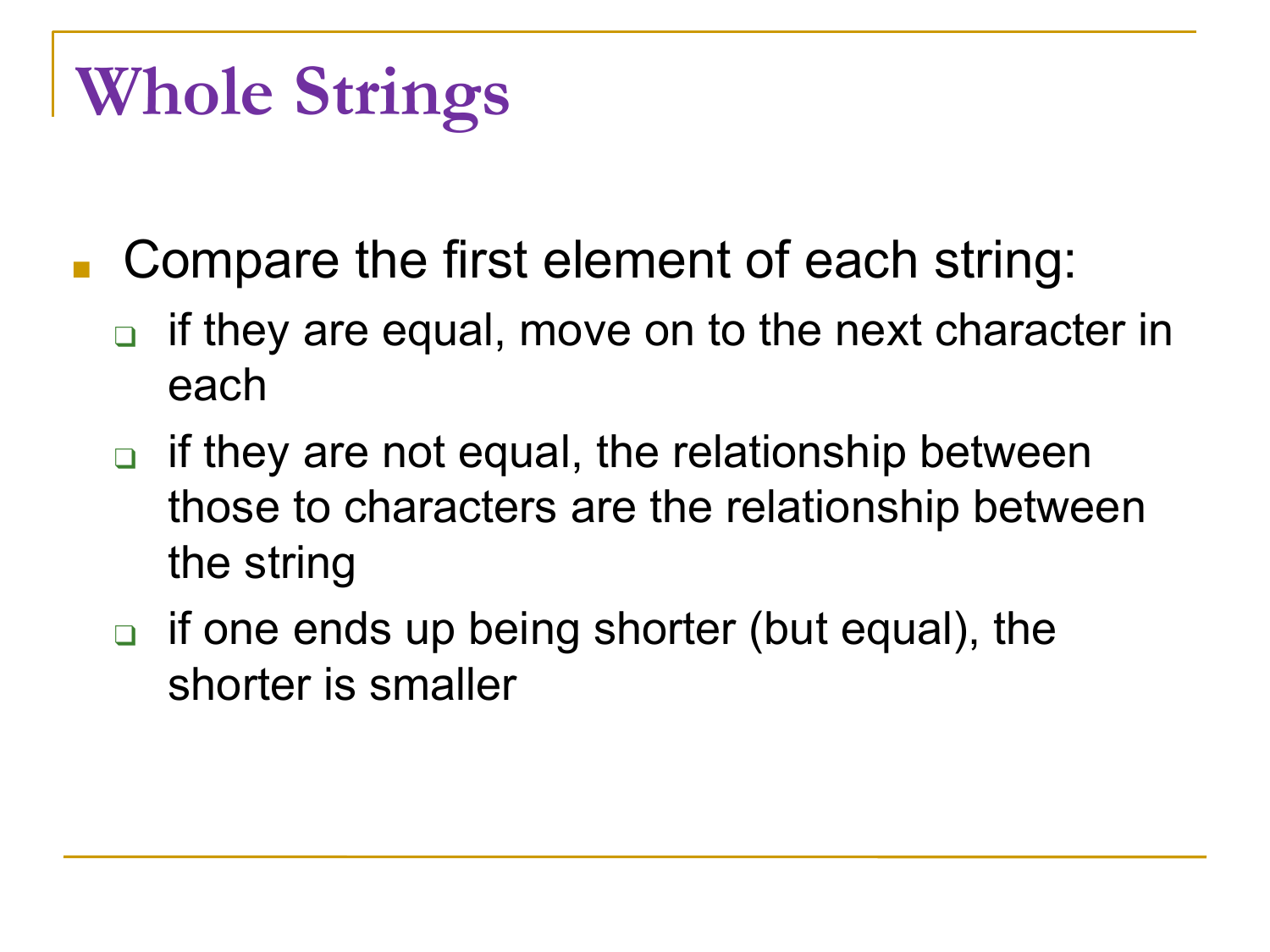# Whole Strings

- Compare the first element of each string:
  - if they are equal, move on to the next character in each
  - if they are not equal, the relationship between those to characters are the relationship between the string
  - if one ends up being shorter (but equal), the shorter is smaller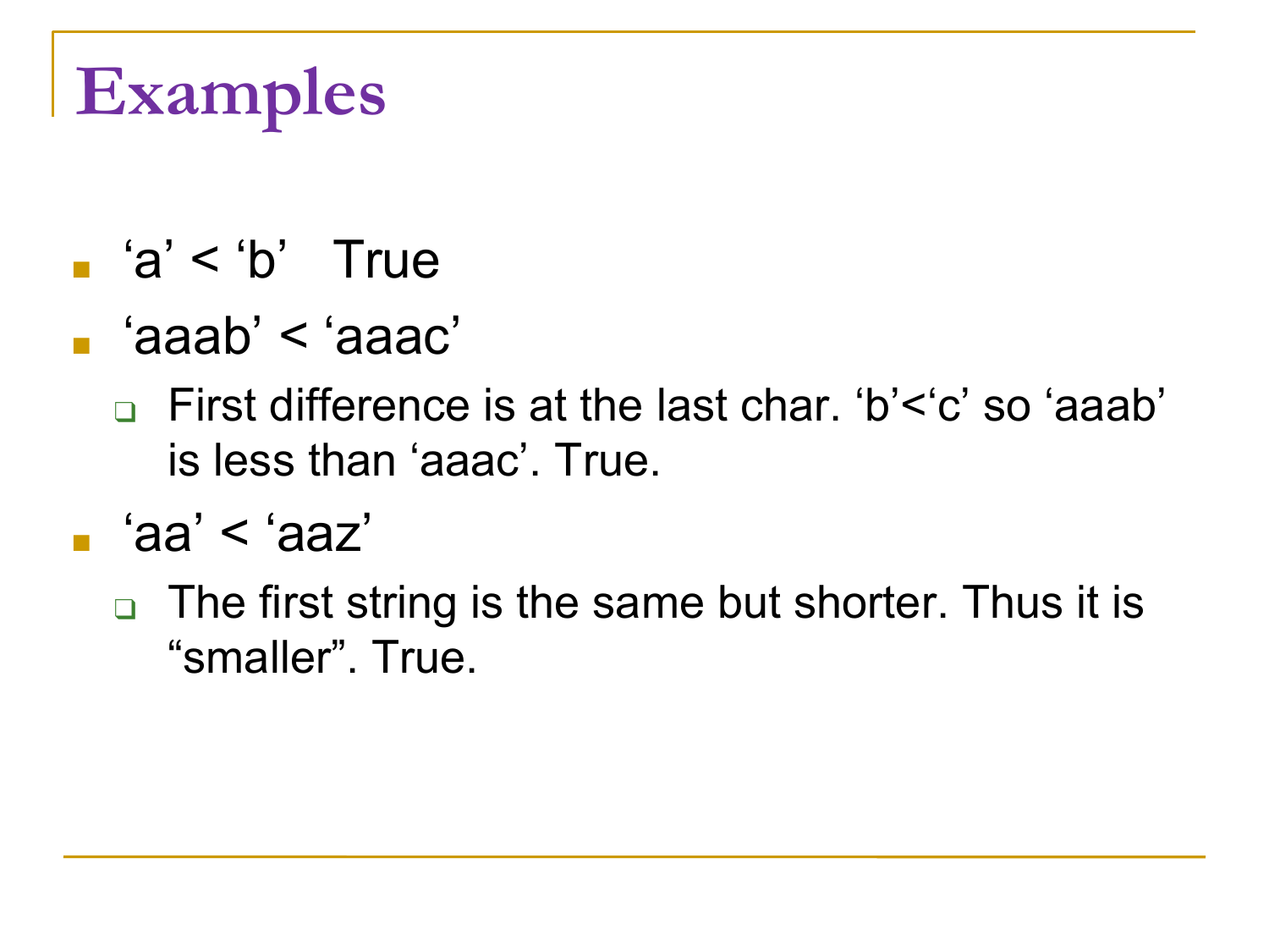# Examples

- ‘a’ < ‘b’   True
- ‘aaab’ < ‘aaac’
  - First difference is at the last char. ‘b’<‘c’ so ‘aaab’ is less than ‘aaac’. True.
- ‘aa’ < ‘aaz’
  - The first string is the same but shorter. Thus it is “smaller”. True.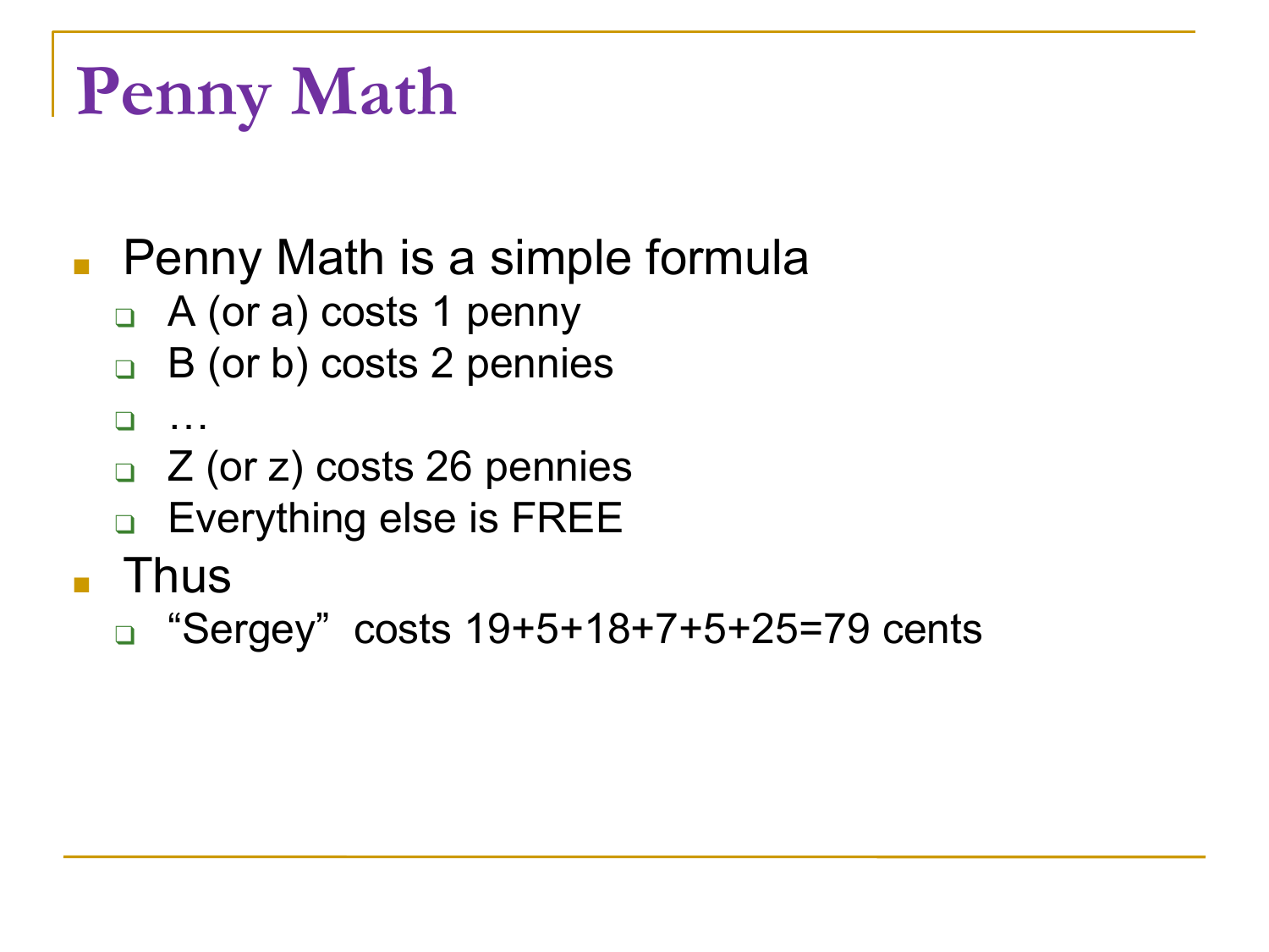# Penny Math

- Penny Math is a simple formula
  - A (or a) costs 1 penny
  - B (or b) costs 2 pennies
  - …
  - Z (or z) costs 26 pennies
  - Everything else is FREE
- Thus
  - "Sergey" costs 19+5+18+7+5+25=79 cents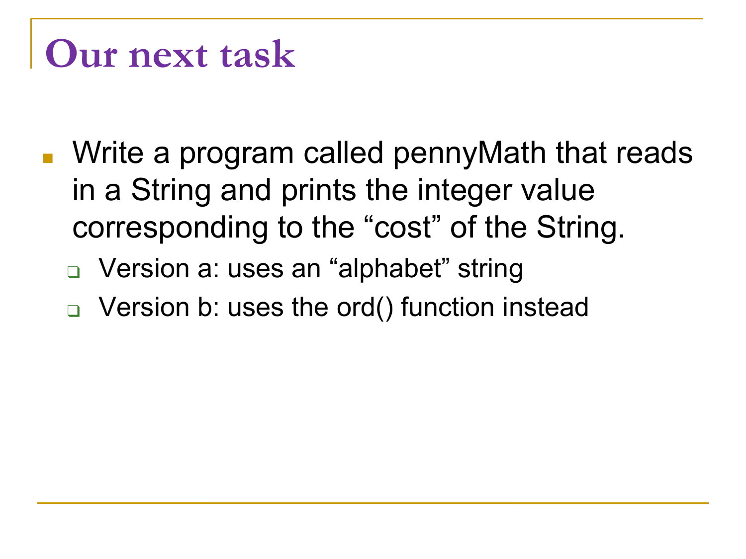# Our next task

- Write a program called pennyMath that reads in a String and prints the integer value corresponding to the “cost” of the String.
  - Version a: uses an “alphabet” string
  - Version b: uses the ord() function instead